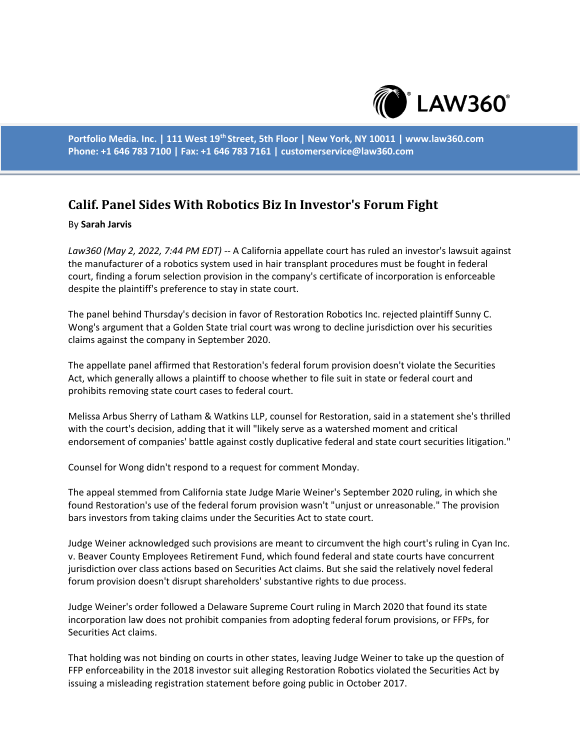Portfolio Media. Inc. | 111 West 19th Street, 5th Floor | New York, NY 10011 | www.law360.com
Phone: +1 646 783 7100 | Fax: +1 646 783 7161 | customerservice@law360.com

# Calif. Panel Sides With Robotics Biz In Investor's Forum Fight

By **Sarah Jarvis**

*Law360 (May 2, 2022, 7:44 PM EDT)* -- A California appellate court has ruled an investor's lawsuit against the manufacturer of a robotics system used in hair transplant procedures must be fought in federal court, finding a forum selection provision in the company's certificate of incorporation is enforceable despite the plaintiff's preference to stay in state court.

The panel behind Thursday's decision in favor of Restoration Robotics Inc. rejected plaintiff Sunny C. Wong's argument that a Golden State trial court was wrong to decline jurisdiction over his securities claims against the company in September 2020.

The appellate panel affirmed that Restoration's federal forum provision doesn't violate the Securities Act, which generally allows a plaintiff to choose whether to file suit in state or federal court and prohibits removing state court cases to federal court.

Melissa Arbus Sherry of Latham & Watkins LLP, counsel for Restoration, said in a statement she's thrilled with the court's decision, adding that it will "likely serve as a watershed moment and critical endorsement of companies' battle against costly duplicative federal and state court securities litigation."

Counsel for Wong didn't respond to a request for comment Monday.

The appeal stemmed from California state Judge Marie Weiner's September 2020 ruling, in which she found Restoration's use of the federal forum provision wasn't "unjust or unreasonable." The provision bars investors from taking claims under the Securities Act to state court.

Judge Weiner acknowledged such provisions are meant to circumvent the high court's ruling in Cyan Inc. v. Beaver County Employees Retirement Fund, which found federal and state courts have concurrent jurisdiction over class actions based on Securities Act claims. But she said the relatively novel federal forum provision doesn't disrupt shareholders' substantive rights to due process.

Judge Weiner's order followed a Delaware Supreme Court ruling in March 2020 that found its state incorporation law does not prohibit companies from adopting federal forum provisions, or FFPs, for Securities Act claims.

That holding was not binding on courts in other states, leaving Judge Weiner to take up the question of FFP enforceability in the 2018 investor suit alleging Restoration Robotics violated the Securities Act by issuing a misleading registration statement before going public in October 2017.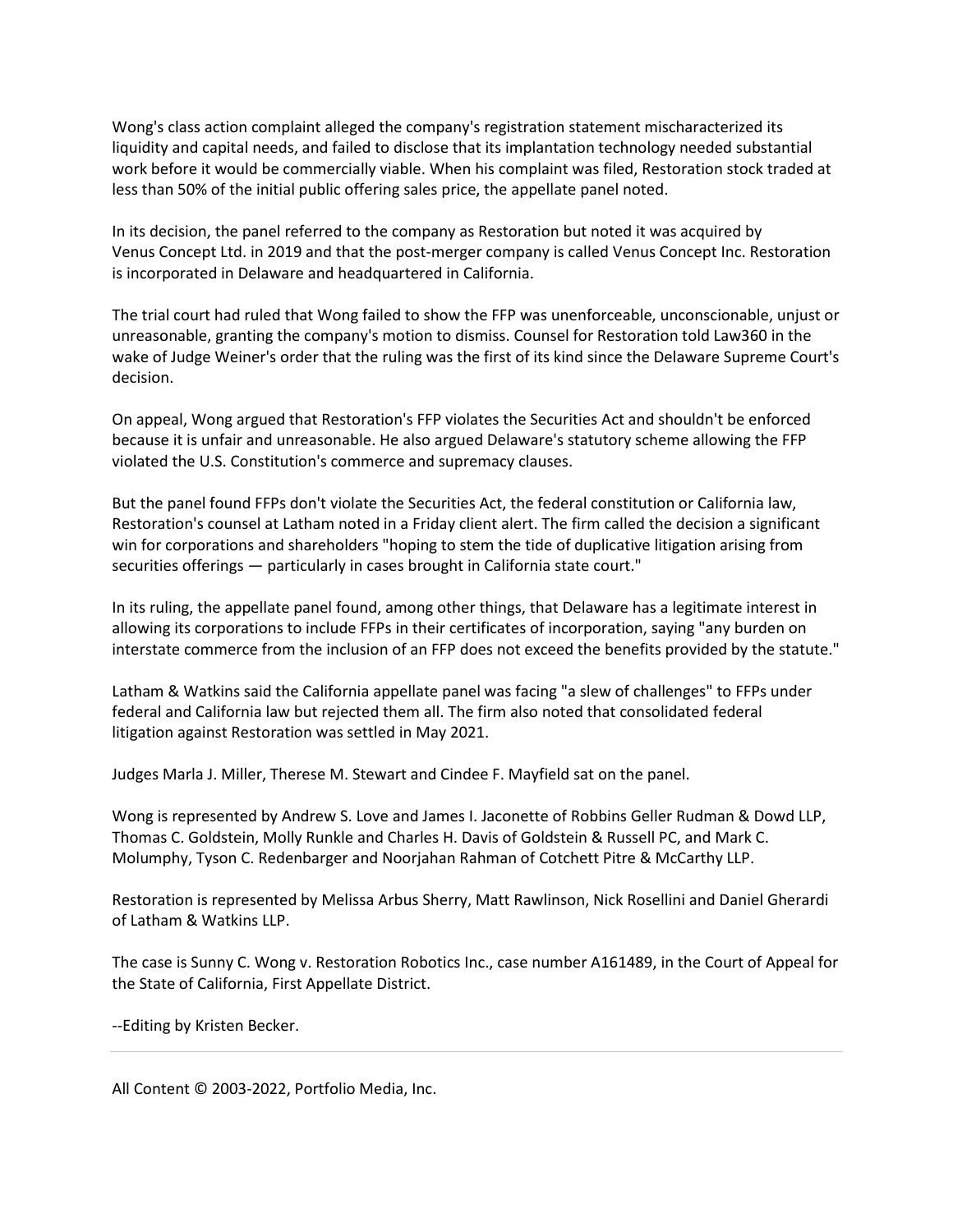Wong's class action complaint alleged the company's registration statement mischaracterized its liquidity and capital needs, and failed to disclose that its implantation technology needed substantial work before it would be commercially viable. When his complaint was filed, Restoration stock traded at less than 50% of the initial public offering sales price, the appellate panel noted.

In its decision, the panel referred to the company as Restoration but noted it was acquired by Venus Concept Ltd. in 2019 and that the post-merger company is called Venus Concept Inc. Restoration is incorporated in Delaware and headquartered in California.

The trial court had ruled that Wong failed to show the FFP was unenforceable, unconscionable, unjust or unreasonable, granting the company's motion to dismiss. Counsel for Restoration told Law360 in the wake of Judge Weiner's order that the ruling was the first of its kind since the Delaware Supreme Court's decision.

On appeal, Wong argued that Restoration's FFP violates the Securities Act and shouldn't be enforced because it is unfair and unreasonable. He also argued Delaware's statutory scheme allowing the FFP violated the U.S. Constitution's commerce and supremacy clauses.

But the panel found FFPs don't violate the Securities Act, the federal constitution or California law, Restoration's counsel at Latham noted in a Friday client alert. The firm called the decision a significant win for corporations and shareholders "hoping to stem the tide of duplicative litigation arising from securities offerings — particularly in cases brought in California state court."

In its ruling, the appellate panel found, among other things, that Delaware has a legitimate interest in allowing its corporations to include FFPs in their certificates of incorporation, saying "any burden on interstate commerce from the inclusion of an FFP does not exceed the benefits provided by the statute."

Latham & Watkins said the California appellate panel was facing "a slew of challenges" to FFPs under federal and California law but rejected them all. The firm also noted that consolidated federal litigation against Restoration was settled in May 2021.

Judges Marla J. Miller, Therese M. Stewart and Cindee F. Mayfield sat on the panel.

Wong is represented by Andrew S. Love and James I. Jaconette of Robbins Geller Rudman & Dowd LLP, Thomas C. Goldstein, Molly Runkle and Charles H. Davis of Goldstein & Russell PC, and Mark C. Molumphy, Tyson C. Redenbarger and Noorjahan Rahman of Cotchett Pitre & McCarthy LLP.

Restoration is represented by Melissa Arbus Sherry, Matt Rawlinson, Nick Rosellini and Daniel Gherardi of Latham & Watkins LLP.

The case is Sunny C. Wong v. Restoration Robotics Inc., case number A161489, in the Court of Appeal for the State of California, First Appellate District.

--Editing by Kristen Becker.

---

All Content © 2003-2022, Portfolio Media, Inc.